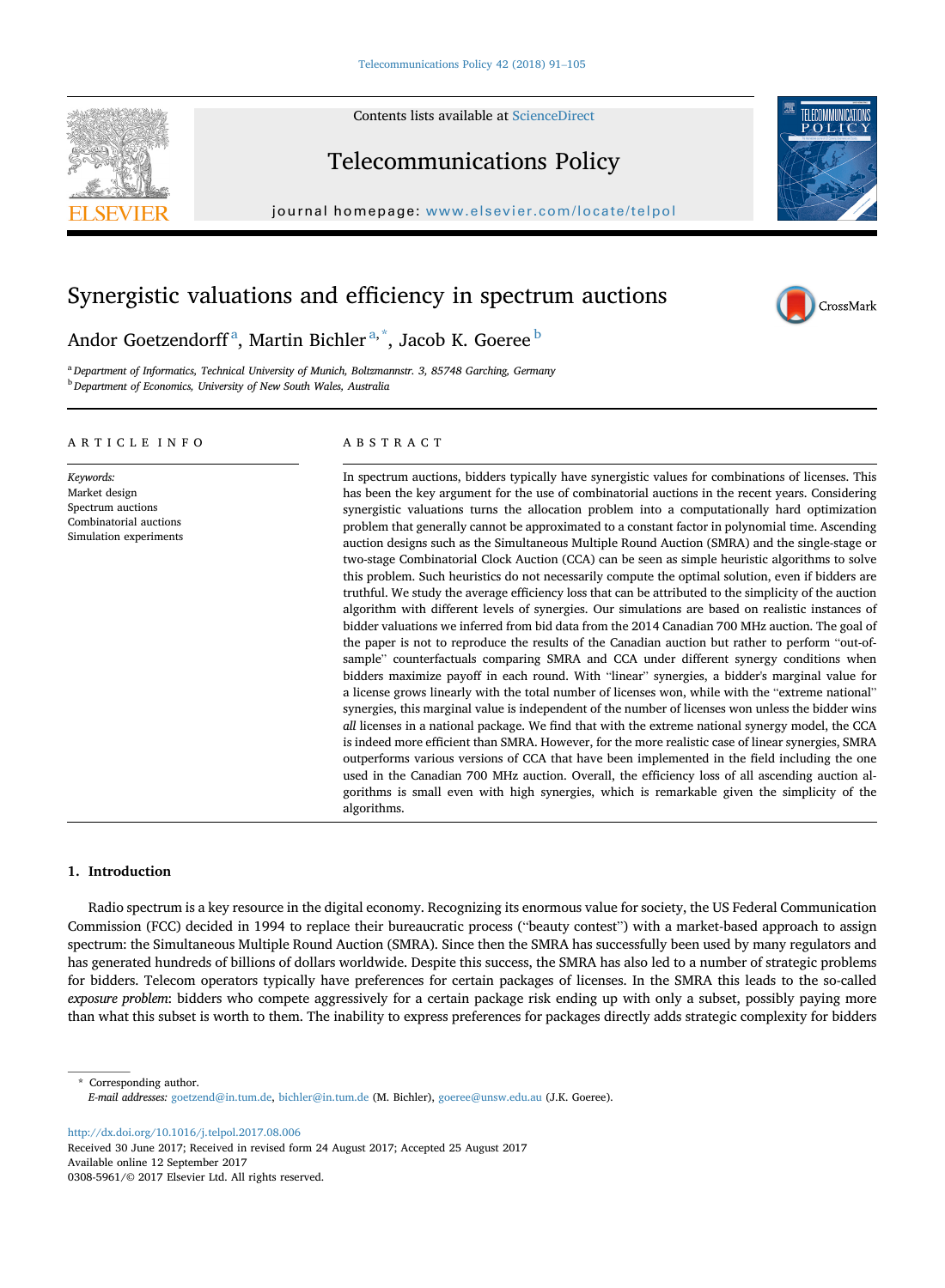Contents lists available at ScienceDirect

# Telecommunications Policy

journal homepage: www.elsevier.com/locate/telpol

# Synergistic valuations and efficiency in spectrum auctions

Andor Goetzendorff[a], Martin Bichler[a,*], Jacob K. Goeree[b]

[a] Department of Informatics, Technical University of Munich, Boltzmannstr. 3, 85748 Garching, Germany
[b] Department of Economics, University of New South Wales, Australia

ARTICLE INFO

*Keywords:*
Market design
Spectrum auctions
Combinatorial auctions
Simulation experiments

ABSTRACT

In spectrum auctions, bidders typically have synergistic values for combinations of licenses. This has been the key argument for the use of combinatorial auctions in the recent years. Considering synergistic valuations turns the allocation problem into a computationally hard optimization problem that generally cannot be approximated to a constant factor in polynomial time. Ascending auction designs such as the Simultaneous Multiple Round Auction (SMRA) and the single-stage or two-stage Combinatorial Clock Auction (CCA) can be seen as simple heuristic algorithms to solve this problem. Such heuristics do not necessarily compute the optimal solution, even if bidders are truthful. We study the average efficiency loss that can be attributed to the simplicity of the auction algorithm with different levels of synergies. Our simulations are based on realistic instances of bidder valuations we inferred from bid data from the 2014 Canadian 700 MHz auction. The goal of the paper is not to reproduce the results of the Canadian auction but rather to perform "out-of-sample" counterfactuals comparing SMRA and CCA under different synergy conditions when bidders maximize payoff in each round. With "linear" synergies, a bidder's marginal value for a license grows linearly with the total number of licenses won, while with the "extreme national" synergies, this marginal value is independent of the number of licenses won unless the bidder wins *all* licenses in a national package. We find that with the extreme national synergy model, the CCA is indeed more efficient than SMRA. However, for the more realistic case of linear synergies, SMRA outperforms various versions of CCA that have been implemented in the field including the one used in the Canadian 700 MHz auction. Overall, the efficiency loss of all ascending auction algorithms is small even with high synergies, which is remarkable given the simplicity of the algorithms.

## 1. Introduction

Radio spectrum is a key resource in the digital economy. Recognizing its enormous value for society, the US Federal Communication Commission (FCC) decided in 1994 to replace their bureaucratic process ("beauty contest") with a market-based approach to assign spectrum: the Simultaneous Multiple Round Auction (SMRA). Since then the SMRA has successfully been used by many regulators and has generated hundreds of billions of dollars worldwide. Despite this success, the SMRA has also led to a number of strategic problems for bidders. Telecom operators typically have preferences for certain packages of licenses. In the SMRA this leads to the so-called *exposure problem*: bidders who compete aggressively for a certain package risk ending up with only a subset, possibly paying more than what this subset is worth to them. The inability to express preferences for packages directly adds strategic complexity for bidders

* Corresponding author.
*E-mail addresses:* goetzend@in.tum.de, bichler@in.tum.de (M. Bichler), goeree@unsw.edu.au (J.K. Goeree).

http://dx.doi.org/10.1016/j.telpol.2017.08.006
Received 30 June 2017; Received in revised form 24 August 2017; Accepted 25 August 2017
Available online 12 September 2017
0308-5961/© 2017 Elsevier Ltd. All rights reserved.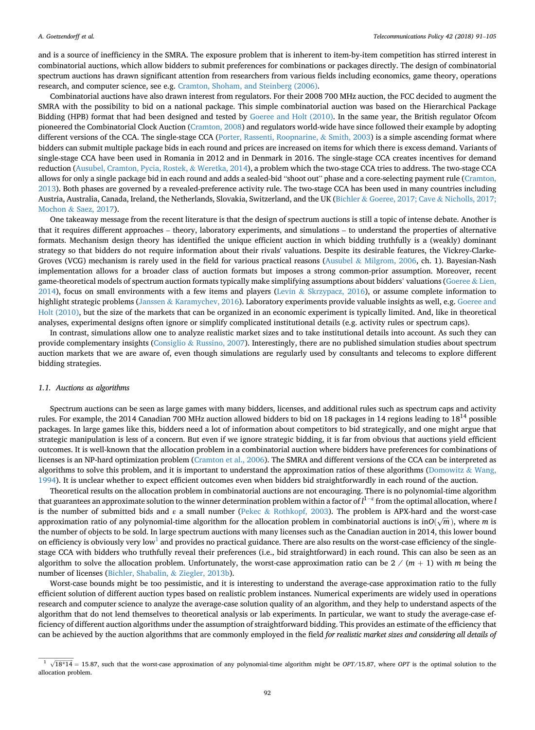and is a source of inefficiency in the SMRA. The exposure problem that is inherent to item-by-item competition has stirred interest in combinatorial auctions, which allow bidders to submit preferences for combinations or packages directly. The design of combinatorial spectrum auctions has drawn significant attention from researchers from various fields including economics, game theory, operations research, and computer science, see e.g. Cramton, Shoham, and Steinberg (2006).

Combinatorial auctions have also drawn interest from regulators. For their 2008 700 MHz auction, the FCC decided to augment the SMRA with the possibility to bid on a national package. This simple combinatorial auction was based on the Hierarchical Package Bidding (HPB) format that had been designed and tested by Goeree and Holt (2010). In the same year, the British regulator Ofcom pioneered the Combinatorial Clock Auction (Cramton, 2008) and regulators world-wide have since followed their example by adopting different versions of the CCA. The single-stage CCA (Porter, Rassenti, Roopnarine, & Smith, 2003) is a simple ascending format where bidders can submit multiple package bids in each round and prices are increased on items for which there is excess demand. Variants of single-stage CCA have been used in Romania in 2012 and in Denmark in 2016. The single-stage CCA creates incentives for demand reduction (Ausubel, Cramton, Pycia, Rostek, & Weretka, 2014), a problem which the two-stage CCA tries to address. The two-stage CCA allows for only a single package bid in each round and adds a sealed-bid "shoot out" phase and a core-selecting payment rule (Cramton, 2013). Both phases are governed by a revealed-preference activity rule. The two-stage CCA has been used in many countries including Austria, Australia, Canada, Ireland, the Netherlands, Slovakia, Switzerland, and the UK (Bichler & Goeree, 2017; Cave & Nicholls, 2017; Mochon & Saez, 2017).

One takeaway message from the recent literature is that the design of spectrum auctions is still a topic of intense debate. Another is that it requires different approaches – theory, laboratory experiments, and simulations – to understand the properties of alternative formats. Mechanism design theory has identified the unique efficient auction in which bidding truthfully is a (weakly) dominant strategy so that bidders do not require information about their rivals' valuations. Despite its desirable features, the Vickrey-Clarke-Groves (VCG) mechanism is rarely used in the field for various practical reasons (Ausubel & Milgrom, 2006, ch. 1). Bayesian-Nash implementation allows for a broader class of auction formats but imposes a strong common-prior assumption. Moreover, recent game-theoretical models of spectrum auction formats typically make simplifying assumptions about bidders' valuations (Goeree & Lien, 2014), focus on small environments with a few items and players (Levin & Skrzypacz, 2016), or assume complete information to highlight strategic problems (Janssen & Karamychev, 2016). Laboratory experiments provide valuable insights as well, e.g. Goeree and Holt (2010), but the size of the markets that can be organized in an economic experiment is typically limited. And, like in theoretical analyses, experimental designs often ignore or simplify complicated institutional details (e.g. activity rules or spectrum caps).

In contrast, simulations allow one to analyze realistic market sizes and to take institutional details into account. As such they can provide complementary insights (Consiglio & Russino, 2007). Interestingly, there are no published simulation studies about spectrum auction markets that we are aware of, even though simulations are regularly used by consultants and telecoms to explore different bidding strategies.

### 1.1. Auctions as algorithms

Spectrum auctions can be seen as large games with many bidders, licenses, and additional rules such as spectrum caps and activity rules. For example, the 2014 Canadian 700 MHz auction allowed bidders to bid on 18 packages in 14 regions leading to $18^{14}$ possible packages. In large games like this, bidders need a lot of information about competitors to bid strategically, and one might argue that strategic manipulation is less of a concern. But even if we ignore strategic bidding, it is far from obvious that auctions yield efficient outcomes. It is well-known that the allocation problem in a combinatorial auction where bidders have preferences for combinations of licenses is an NP-hard optimization problem (Cramton et al., 2006). The SMRA and different versions of the CCA can be interpreted as algorithms to solve this problem, and it is important to understand the approximation ratios of these algorithms (Domowitz & Wang, 1994). It is unclear whether to expect efficient outcomes even when bidders bid straightforwardly in each round of the auction.

Theoretical results on the allocation problem in combinatorial auctions are not encouraging. There is no polynomial-time algorithm that guarantees an approximate solution to the winner determination problem within a factor of $l^{1-\varepsilon}$ from the optimal allocation, where $l$ is the number of submitted bids and ε a small number (Pekec & Rothkopf, 2003). The problem is APX-hard and the worst-case approximation ratio of any polynomial-time algorithm for the allocation problem in combinatorial auctions is in$O(\sqrt{m})$, where $m$ is the number of objects to be sold. In large spectrum auctions with many licenses such as the Canadian auction in 2014, this lower bound on efficiency is obviously very low[1] and provides no practical guidance. There are also results on the worst-case efficiency of the single-stage CCA with bidders who truthfully reveal their preferences (i.e., bid straightforward) in each round. This can also be seen as an algorithm to solve the allocation problem. Unfortunately, the worst-case approximation ratio can be $2\,/\,(m+1)$ with $m$ being the number of licenses (Bichler, Shabalin, & Ziegler, 2013b).

Worst-case bounds might be too pessimistic, and it is interesting to understand the average-case approximation ratio to the fully efficient solution of different auction types based on realistic problem instances. Numerical experiments are widely used in operations research and computer science to analyze the average-case solution quality of an algorithm, and they help to understand aspects of the algorithm that do not lend themselves to theoretical analysis or lab experiments. In particular, we want to study the average-case efficiency of different auction algorithms under the assumption of straightforward bidding. This provides an estimate of the efficiency that can be achieved by the auction algorithms that are commonly employed in the field *for realistic market sizes and considering all details of*

[1] $\sqrt{18*14} = 15.87$, such that the worst-case approximation of any polynomial-time algorithm might be $OPT/15.87$, where $OPT$ is the optimal solution to the allocation problem.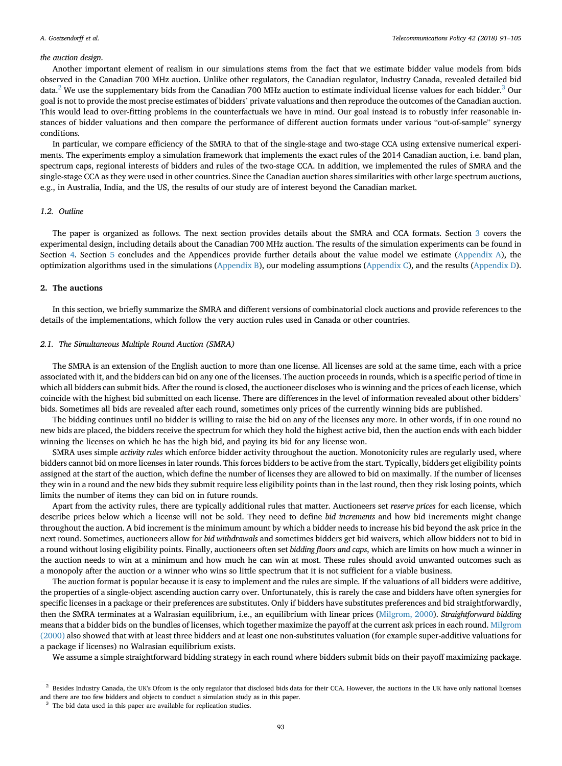*the auction design.*

Another important element of realism in our simulations stems from the fact that we estimate bidder value models from bids observed in the Canadian 700 MHz auction. Unlike other regulators, the Canadian regulator, Industry Canada, revealed detailed bid data.[2] We use the supplementary bids from the Canadian 700 MHz auction to estimate individual license values for each bidder.[3] Our goal is not to provide the most precise estimates of bidders' private valuations and then reproduce the outcomes of the Canadian auction. This would lead to over-fitting problems in the counterfactuals we have in mind. Our goal instead is to robustly infer reasonable instances of bidder valuations and then compare the performance of different auction formats under various "out-of-sample" synergy conditions.

In particular, we compare efficiency of the SMRA to that of the single-stage and two-stage CCA using extensive numerical experiments. The experiments employ a simulation framework that implements the exact rules of the 2014 Canadian auction, i.e. band plan, spectrum caps, regional interests of bidders and rules of the two-stage CCA. In addition, we implemented the rules of SMRA and the single-stage CCA as they were used in other countries. Since the Canadian auction shares similarities with other large spectrum auctions, e.g., in Australia, India, and the US, the results of our study are of interest beyond the Canadian market.

### *1.2. Outline*

The paper is organized as follows. The next section provides details about the SMRA and CCA formats. Section 3 covers the experimental design, including details about the Canadian 700 MHz auction. The results of the simulation experiments can be found in Section 4. Section 5 concludes and the Appendices provide further details about the value model we estimate (Appendix A), the optimization algorithms used in the simulations (Appendix B), our modeling assumptions (Appendix C), and the results (Appendix D).

## 2. The auctions

In this section, we briefly summarize the SMRA and different versions of combinatorial clock auctions and provide references to the details of the implementations, which follow the very auction rules used in Canada or other countries.

### *2.1. The Simultaneous Multiple Round Auction (SMRA)*

The SMRA is an extension of the English auction to more than one license. All licenses are sold at the same time, each with a price associated with it, and the bidders can bid on any one of the licenses. The auction proceeds in rounds, which is a specific period of time in which all bidders can submit bids. After the round is closed, the auctioneer discloses who is winning and the prices of each license, which coincide with the highest bid submitted on each license. There are differences in the level of information revealed about other bidders' bids. Sometimes all bids are revealed after each round, sometimes only prices of the currently winning bids are published.

The bidding continues until no bidder is willing to raise the bid on any of the licenses any more. In other words, if in one round no new bids are placed, the bidders receive the spectrum for which they hold the highest active bid, then the auction ends with each bidder winning the licenses on which he has the high bid, and paying its bid for any license won.

SMRA uses simple *activity rules* which enforce bidder activity throughout the auction. Monotonicity rules are regularly used, where bidders cannot bid on more licenses in later rounds. This forces bidders to be active from the start. Typically, bidders get eligibility points assigned at the start of the auction, which define the number of licenses they are allowed to bid on maximally. If the number of licenses they win in a round and the new bids they submit require less eligibility points than in the last round, then they risk losing points, which limits the number of items they can bid on in future rounds.

Apart from the activity rules, there are typically additional rules that matter. Auctioneers set *reserve prices* for each license, which describe prices below which a license will not be sold. They need to define *bid increments* and how bid increments might change throughout the auction. A bid increment is the minimum amount by which a bidder needs to increase his bid beyond the ask price in the next round. Sometimes, auctioneers allow for *bid withdrawals* and sometimes bidders get bid waivers, which allow bidders not to bid in a round without losing eligibility points. Finally, auctioneers often set *bidding floors and caps*, which are limits on how much a winner in the auction needs to win at a minimum and how much he can win at most. These rules should avoid unwanted outcomes such as a monopoly after the auction or a winner who wins so little spectrum that it is not sufficient for a viable business.

The auction format is popular because it is easy to implement and the rules are simple. If the valuations of all bidders were additive, the properties of a single-object ascending auction carry over. Unfortunately, this is rarely the case and bidders have often synergies for specific licenses in a package or their preferences are substitutes. Only if bidders have substitutes preferences and bid straightforwardly, then the SMRA terminates at a Walrasian equilibrium, i.e., an equilibrium with linear prices (Milgrom, 2000). ***Straightforward bidding*** means that a bidder bids on the bundles of licenses, which together maximize the payoff at the current ask prices in each round. Milgrom (2000) also showed that with at least three bidders and at least one non-substitutes valuation (for example super-additive valuations for a package if licenses) no Walrasian equilibrium exists.

We assume a simple straightforward bidding strategy in each round where bidders submit bids on their payoff maximizing package.

---

[2] Besides Industry Canada, the UK's Ofcom is the only regulator that disclosed bids data for their CCA. However, the auctions in the UK have only national licenses and there are too few bidders and objects to conduct a simulation study as in this paper.

[3] The bid data used in this paper are available for replication studies.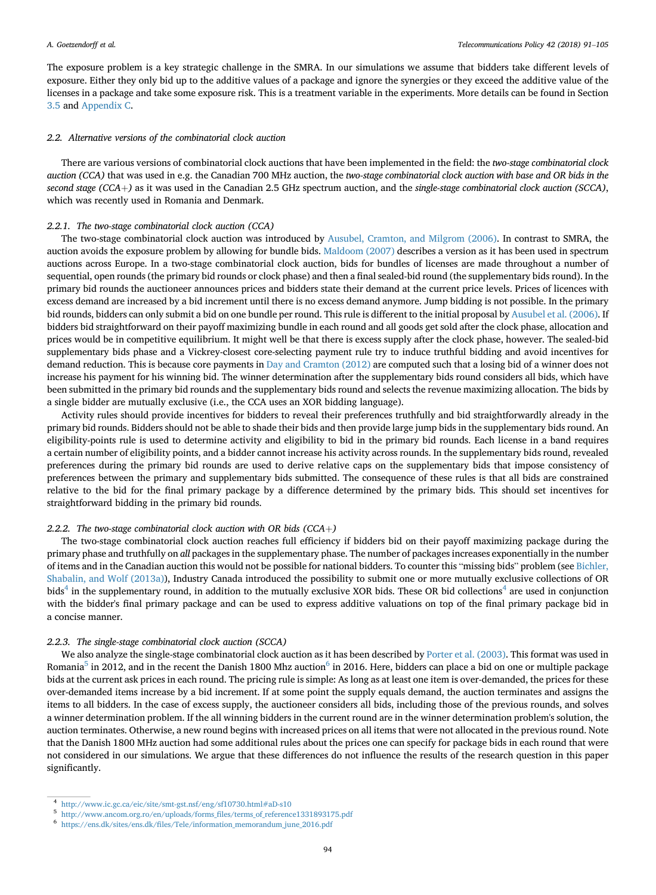The exposure problem is a key strategic challenge in the SMRA. In our simulations we assume that bidders take different levels of exposure. Either they only bid up to the additive values of a package and ignore the synergies or they exceed the additive value of the licenses in a package and take some exposure risk. This is a treatment variable in the experiments. More details can be found in Section 3.5 and Appendix C.

### 2.2. Alternative versions of the combinatorial clock auction

There are various versions of combinatorial clock auctions that have been implemented in the field: the *two-stage combinatorial clock auction (CCA)* that was used in e.g. the Canadian 700 MHz auction, the *two-stage combinatorial clock auction with base and OR bids in the second stage (CCA+)* as it was used in the Canadian 2.5 GHz spectrum auction, and the *single-stage combinatorial clock auction (SCCA)*, which was recently used in Romania and Denmark.

#### 2.2.1. The two-stage combinatorial clock auction (CCA)

The two-stage combinatorial clock auction was introduced by Ausubel, Cramton, and Milgrom (2006). In contrast to SMRA, the auction avoids the exposure problem by allowing for bundle bids. Maldoom (2007) describes a version as it has been used in spectrum auctions across Europe. In a two-stage combinatorial clock auction, bids for bundles of licenses are made throughout a number of sequential, open rounds (the primary bid rounds or clock phase) and then a final sealed-bid round (the supplementary bids round). In the primary bid rounds the auctioneer announces prices and bidders state their demand at the current price levels. Prices of licences with excess demand are increased by a bid increment until there is no excess demand anymore. Jump bidding is not possible. In the primary bid rounds, bidders can only submit a bid on one bundle per round. This rule is different to the initial proposal by Ausubel et al. (2006). If bidders bid straightforward on their payoff maximizing bundle in each round and all goods get sold after the clock phase, allocation and prices would be in competitive equilibrium. It might well be that there is excess supply after the clock phase, however. The sealed-bid supplementary bids phase and a Vickrey-closest core-selecting payment rule try to induce truthful bidding and avoid incentives for demand reduction. This is because core payments in Day and Cramton (2012) are computed such that a losing bid of a winner does not increase his payment for his winning bid. The winner determination after the supplementary bids round considers all bids, which have been submitted in the primary bid rounds and the supplementary bids round and selects the revenue maximizing allocation. The bids by a single bidder are mutually exclusive (i.e., the CCA uses an XOR bidding language).

Activity rules should provide incentives for bidders to reveal their preferences truthfully and bid straightforwardly already in the primary bid rounds. Bidders should not be able to shade their bids and then provide large jump bids in the supplementary bids round. An eligibility-points rule is used to determine activity and eligibility to bid in the primary bid rounds. Each license in a band requires a certain number of eligibility points, and a bidder cannot increase his activity across rounds. In the supplementary bids round, revealed preferences during the primary bid rounds are used to derive relative caps on the supplementary bids that impose consistency of preferences between the primary and supplementary bids submitted. The consequence of these rules is that all bids are constrained relative to the bid for the final primary package by a difference determined by the primary bids. This should set incentives for straightforward bidding in the primary bid rounds.

#### 2.2.2. The two-stage combinatorial clock auction with OR bids (CCA+)

The two-stage combinatorial clock auction reaches full efficiency if bidders bid on their payoff maximizing package during the primary phase and truthfully on *all* packages in the supplementary phase. The number of packages increases exponentially in the number of items and in the Canadian auction this would not be possible for national bidders. To counter this "missing bids" problem (see Bichler, Shabalin, and Wolf (2013a)), Industry Canada introduced the possibility to submit one or more mutually exclusive collections of OR bids[4] in the supplementary round, in addition to the mutually exclusive XOR bids. These OR bid collections[4] are used in conjunction with the bidder's final primary package and can be used to express additive valuations on top of the final primary package bid in a concise manner.

#### 2.2.3. The single-stage combinatorial clock auction (SCCA)

We also analyze the single-stage combinatorial clock auction as it has been described by Porter et al. (2003). This format was used in Romania[5] in 2012, and in the recent Danish 1800 Mhz auction[6] in 2016. Here, bidders can place a bid on one or multiple package bids at the current ask prices in each round. The pricing rule is simple: As long as at least one item is over-demanded, the prices for these over-demanded items increase by a bid increment. If at some point the supply equals demand, the auction terminates and assigns the items to all bidders. In the case of excess supply, the auctioneer considers all bids, including those of the previous rounds, and solves a winner determination problem. If the all winning bidders in the current round are in the winner determination problem's solution, the auction terminates. Otherwise, a new round begins with increased prices on all items that were not allocated in the previous round. Note that the Danish 1800 MHz auction had some additional rules about the prices one can specify for package bids in each round that were not considered in our simulations. We argue that these differences do not influence the results of the research question in this paper significantly.

---

[4] http://www.ic.gc.ca/eic/site/smt-gst.nsf/eng/sf10730.html#aD-s10

[5] http://www.ancom.org.ro/en/uploads/forms_files/terms_of_reference1331893175.pdf

[6] https://ens.dk/sites/ens.dk/files/Tele/information_memorandum_june_2016.pdf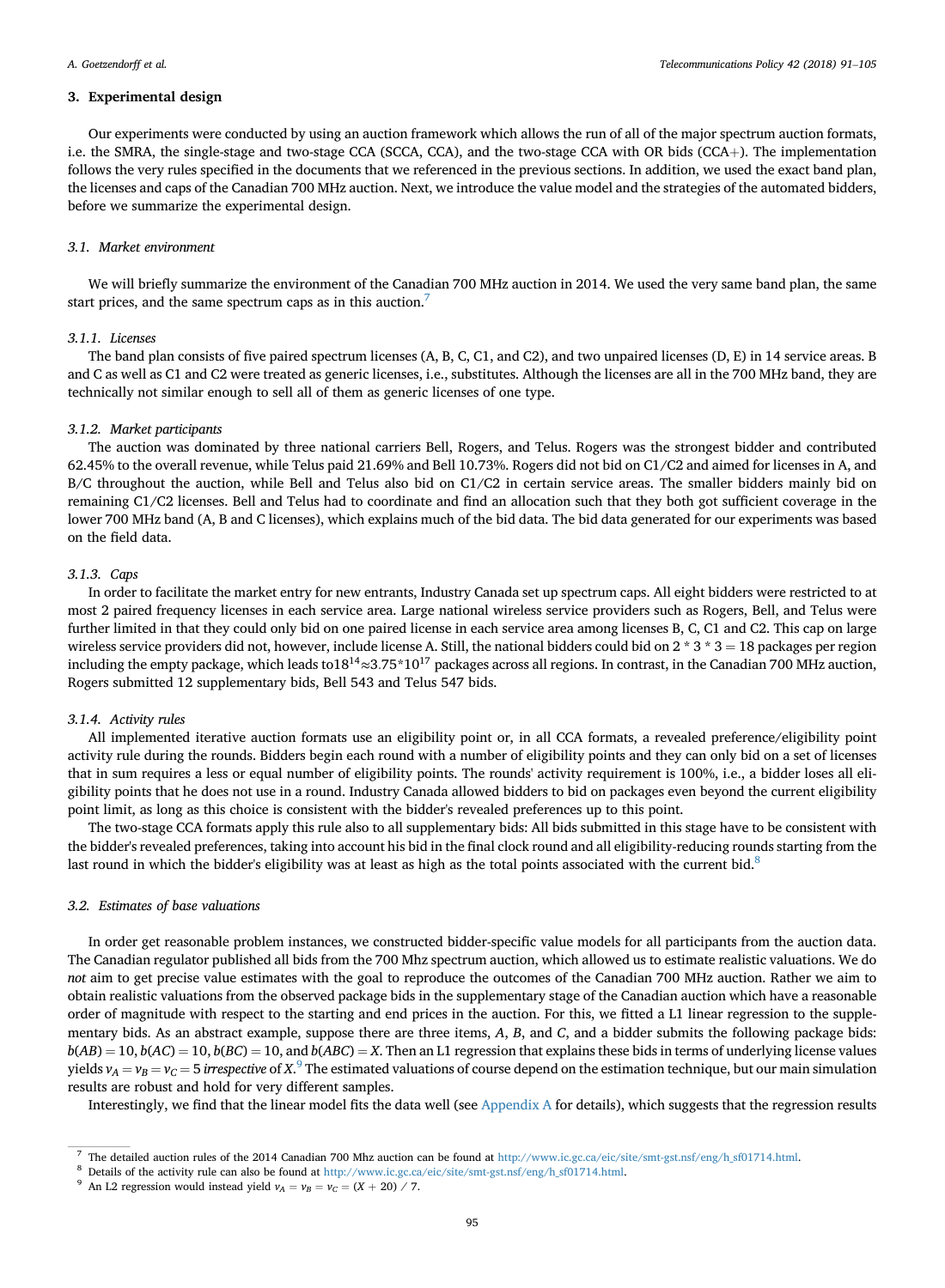## 3. Experimental design

Our experiments were conducted by using an auction framework which allows the run of all of the major spectrum auction formats, i.e. the SMRA, the single-stage and two-stage CCA (SCCA, CCA), and the two-stage CCA with OR bids (CCA+). The implementation follows the very rules specified in the documents that we referenced in the previous sections. In addition, we used the exact band plan, the licenses and caps of the Canadian 700 MHz auction. Next, we introduce the value model and the strategies of the automated bidders, before we summarize the experimental design.

### 3.1. Market environment

We will briefly summarize the environment of the Canadian 700 MHz auction in 2014. We used the very same band plan, the same start prices, and the same spectrum caps as in this auction.[7]

#### 3.1.1. Licenses

The band plan consists of five paired spectrum licenses (A, B, C, C1, and C2), and two unpaired licenses (D, E) in 14 service areas. B and C as well as C1 and C2 were treated as generic licenses, i.e., substitutes. Although the licenses are all in the 700 MHz band, they are technically not similar enough to sell all of them as generic licenses of one type.

#### 3.1.2. Market participants

The auction was dominated by three national carriers Bell, Rogers, and Telus. Rogers was the strongest bidder and contributed 62.45% to the overall revenue, while Telus paid 21.69% and Bell 10.73%. Rogers did not bid on C1/C2 and aimed for licenses in A, and B/C throughout the auction, while Bell and Telus also bid on C1/C2 in certain service areas. The smaller bidders mainly bid on remaining C1/C2 licenses. Bell and Telus had to coordinate and find an allocation such that they both got sufficient coverage in the lower 700 MHz band (A, B and C licenses), which explains much of the bid data. The bid data generated for our experiments was based on the field data.

#### 3.1.3. Caps

In order to facilitate the market entry for new entrants, Industry Canada set up spectrum caps. All eight bidders were restricted to at most 2 paired frequency licenses in each service area. Large national wireless service providers such as Rogers, Bell, and Telus were further limited in that they could only bid on one paired license in each service area among licenses B, C, C1 and C2. This cap on large wireless service providers did not, however, include license A. Still, the national bidders could bid on $2 * 3 * 3 = 18$ packages per region including the empty package, which leads to $18^{14} \approx 3.75 * 10^{17}$ packages across all regions. In contrast, in the Canadian 700 MHz auction, Rogers submitted 12 supplementary bids, Bell 543 and Telus 547 bids.

#### 3.1.4. Activity rules

All implemented iterative auction formats use an eligibility point or, in all CCA formats, a revealed preference/eligibility point activity rule during the rounds. Bidders begin each round with a number of eligibility points and they can only bid on a set of licenses that in sum requires a less or equal number of eligibility points. The rounds' activity requirement is 100%, i.e., a bidder loses all eligibility points that he does not use in a round. Industry Canada allowed bidders to bid on packages even beyond the current eligibility point limit, as long as this choice is consistent with the bidder's revealed preferences up to this point.

The two-stage CCA formats apply this rule also to all supplementary bids: All bids submitted in this stage have to be consistent with the bidder's revealed preferences, taking into account his bid in the final clock round and all eligibility-reducing rounds starting from the last round in which the bidder's eligibility was at least as high as the total points associated with the current bid.[8]

### 3.2. Estimates of base valuations

In order get reasonable problem instances, we constructed bidder-specific value models for all participants from the auction data. The Canadian regulator published all bids from the 700 Mhz spectrum auction, which allowed us to estimate realistic valuations. We do *not* aim to get precise value estimates with the goal to reproduce the outcomes of the Canadian 700 MHz auction. Rather we aim to obtain realistic valuations from the observed package bids in the supplementary stage of the Canadian auction which have a reasonable order of magnitude with respect to the starting and end prices in the auction. For this, we fitted a L1 linear regression to the supplementary bids. As an abstract example, suppose there are three items, $A$, $B$, and $C$, and a bidder submits the following package bids: $b(AB) = 10$, $b(AC) = 10$, $b(BC) = 10$, and $b(ABC) = X$. Then an L1 regression that explains these bids in terms of underlying license values yields $v_A = v_B = v_C = 5$ *irrespective* of $X$.[9] The estimated valuations of course depend on the estimation technique, but our main simulation results are robust and hold for very different samples.

Interestingly, we find that the linear model fits the data well (see Appendix A for details), which suggests that the regression results

---

[7] The detailed auction rules of the 2014 Canadian 700 Mhz auction can be found at http://www.ic.gc.ca/eic/site/smt-gst.nsf/eng/h_sf01714.html.

[8] Details of the activity rule can also be found at http://www.ic.gc.ca/eic/site/smt-gst.nsf/eng/h_sf01714.html.

[9] An L2 regression would instead yield $v_A = v_B = v_C = (X + 20) / 7$.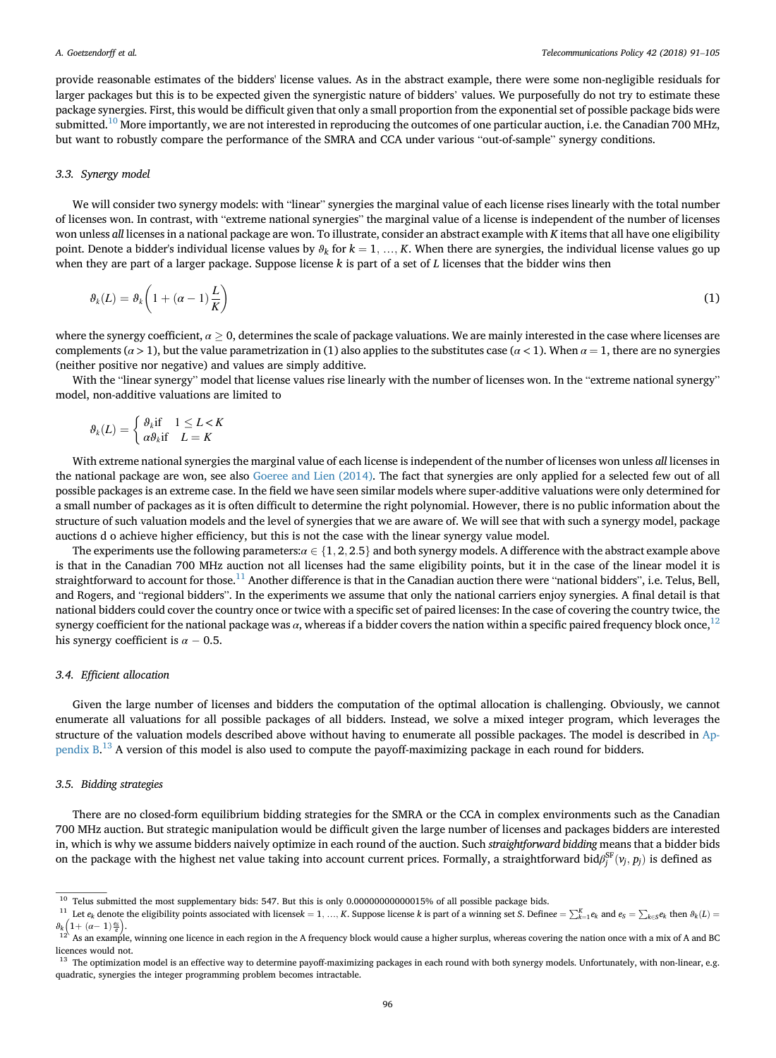provide reasonable estimates of the bidders' license values. As in the abstract example, there were some non-negligible residuals for larger packages but this is to be expected given the synergistic nature of bidders' values. We purposefully do not try to estimate these package synergies. First, this would be difficult given that only a small proportion from the exponential set of possible package bids were submitted.[10] More importantly, we are not interested in reproducing the outcomes of one particular auction, i.e. the Canadian 700 MHz, but want to robustly compare the performance of the SMRA and CCA under various "out-of-sample" synergy conditions.

### 3.3. Synergy model

We will consider two synergy models: with "linear" synergies the marginal value of each license rises linearly with the total number of licenses won. In contrast, with "extreme national synergies" the marginal value of a license is independent of the number of licenses won unless *all* licenses in a national package are won. To illustrate, consider an abstract example with $K$ items that all have one eligibility point. Denote a bidder's individual license values by $\vartheta_k$ for $k = 1, \ldots, K$. When there are synergies, the individual license values go up when they are part of a larger package. Suppose license $k$ is part of a set of $L$ licenses that the bidder wins then

$$\vartheta_k(L) = \vartheta_k\left(1 + (\alpha - 1)\frac{L}{K}\right) \tag{1}$$

where the synergy coefficient, $\alpha \geq 0$, determines the scale of package valuations. We are mainly interested in the case where licenses are complements ($\alpha > 1$), but the value parametrization in (1) also applies to the substitutes case ($\alpha < 1$). When $\alpha = 1$, there are no synergies (neither positive nor negative) and values are simply additive.

With the "linear synergy" model that license values rise linearly with the number of licenses won. In the "extreme national synergy" model, non-additive valuations are limited to

$$\vartheta_k(L) = \begin{cases} \vartheta_k \text{if} & 1 \leq L < K \\ \alpha\vartheta_k \text{if} & L = K \end{cases}$$

With extreme national synergies the marginal value of each license is independent of the number of licenses won unless *all* licenses in the national package are won, see also Goeree and Lien (2014). The fact that synergies are only applied for a selected few out of all possible packages is an extreme case. In the field we have seen similar models where super-additive valuations were only determined for a small number of packages as it is often difficult to determine the right polynomial. However, there is no public information about the structure of such valuation models and the level of synergies that we are aware of. We will see that with such a synergy model, package auctions d o achieve higher efficiency, but this is not the case with the linear synergy value model.

The experiments use the following parameters:$\alpha \in \{1, 2, 2.5\}$ and both synergy models. A difference with the abstract example above is that in the Canadian 700 MHz auction not all licenses had the same eligibility points, but it in the case of the linear model it is straightforward to account for those.[11] Another difference is that in the Canadian auction there were "national bidders", i.e. Telus, Bell, and Rogers, and "regional bidders". In the experiments we assume that only the national carriers enjoy synergies. A final detail is that national bidders could cover the country once or twice with a specific set of paired licenses: In the case of covering the country twice, the synergy coefficient for the national package was $\alpha$, whereas if a bidder covers the nation within a specific paired frequency block once,[12] his synergy coefficient is $\alpha - 0.5$.

### 3.4. Efficient allocation

Given the large number of licenses and bidders the computation of the optimal allocation is challenging. Obviously, we cannot enumerate all valuations for all possible packages of all bidders. Instead, we solve a mixed integer program, which leverages the structure of the valuation models described above without having to enumerate all possible packages. The model is described in Appendix B.[13] A version of this model is also used to compute the payoff-maximizing package in each round for bidders.

### 3.5. Bidding strategies

There are no closed-form equilibrium bidding strategies for the SMRA or the CCA in complex environments such as the Canadian 700 MHz auction. But strategic manipulation would be difficult given the large number of licenses and packages bidders are interested in, which is why we assume bidders naively optimize in each round of the auction. Such *straightforward bidding* means that a bidder bids on the package with the highest net value taking into account current prices. Formally, a straightforward bid$\beta_j^{SF}(v_j, p_j)$ is defined as

---

[10] Telus submitted the most supplementary bids: 547. But this is only 0.00000000000015% of all possible package bids.

[11] Let $e_k$ denote the eligibility points associated with license$k = 1, \ldots, K$. Suppose license $k$ is part of a winning set $S$. Define$e = \sum_{k=1}^{K} e_k$ and $e_S = \sum_{k \in S} e_k$ then $\vartheta_k(L) = \vartheta_k\left(1 + (\alpha - 1)\frac{e_S}{e}\right)$.

[12] As an example, winning one licence in each region in the A frequency block would cause a higher surplus, whereas covering the nation once with a mix of A and BC licences would not.

[13] The optimization model is an effective way to determine payoff-maximizing packages in each round with both synergy models. Unfortunately, with non-linear, e.g. quadratic, synergies the integer programming problem becomes intractable.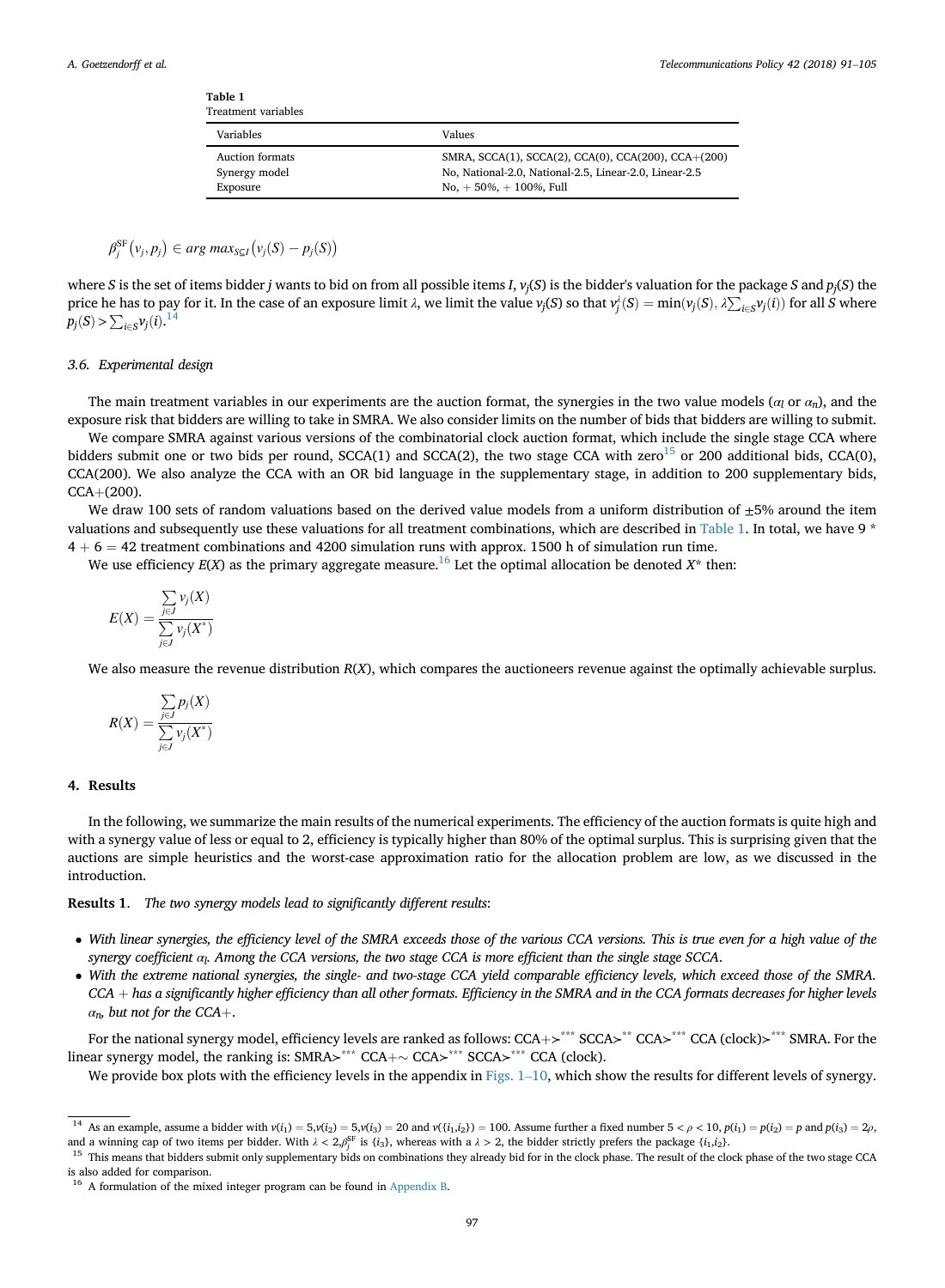Table 1
Treatment variables

| Variables | Values |
| --- | --- |
| Auction formats | SMRA, SCCA(1), SCCA(2), CCA(0), CCA(200), CCA+(200) |
| Synergy model | No, National-2.0, National-2.5, Linear-2.0, Linear-2.5 |
| Exposure | No, + 50%, + 100%, Full |

$$\beta_j^{\mathrm{SF}}(v_j, p_j) \in arg\ max_{S \subseteq I}(v_j(S) - p_j(S))$$

where $S$ is the set of items bidder $j$ wants to bid on from all possible items $I$, $v_j(S)$ is the bidder's valuation for the package $S$ and $p_j(S)$ the price he has to pay for it. In the case of an exposure limit $\lambda$, we limit the value $v_j(S)$ so that $v_j^{\lambda}(S) = \min(v_j(S), \lambda \sum_{i \in S} v_j(i))$ for all $S$ where $p_j(S) > \sum_{i \in S} v_j(i)$.[14]

### 3.6. Experimental design

The main treatment variables in our experiments are the auction format, the synergies in the two value models ($\alpha_l$ or $\alpha_n$), and the exposure risk that bidders are willing to take in SMRA. We also consider limits on the number of bids that bidders are willing to submit.

We compare SMRA against various versions of the combinatorial clock auction format, which include the single stage CCA where bidders submit one or two bids per round, SCCA(1) and SCCA(2), the two stage CCA with zero[15] or 200 additional bids, CCA(0), CCA(200). We also analyze the CCA with an OR bid language in the supplementary stage, in addition to 200 supplementary bids, CCA+(200).

We draw 100 sets of random valuations based on the derived value models from a uniform distribution of ±5% around the item valuations and subsequently use these valuations for all treatment combinations, which are described in Table 1. In total, we have 9 * 4 + 6 = 42 treatment combinations and 4200 simulation runs with approx. 1500 h of simulation run time.

We use efficiency $E(X)$ as the primary aggregate measure.[16] Let the optimal allocation be denoted $X^*$ then:

$$E(X) = \frac{\sum_{j \in J} v_j(X)}{\sum_{j \in J} v_j(X^*)}$$

We also measure the revenue distribution $R(X)$, which compares the auctioneers revenue against the optimally achievable surplus.

$$R(X) = \frac{\sum_{j \in J} p_j(X)}{\sum_{j \in J} v_j(X^*)}$$

## 4. Results

In the following, we summarize the main results of the numerical experiments. The efficiency of the auction formats is quite high and with a synergy value of less or equal to 2, efficiency is typically higher than 80% of the optimal surplus. This is surprising given that the auctions are simple heuristics and the worst-case approximation ratio for the allocation problem are low, as we discussed in the introduction.

**Results 1**. *The two synergy models lead to significantly different results*:

- *With linear synergies, the efficiency level of the SMRA exceeds those of the various CCA versions. This is true even for a high value of the synergy coefficient $\alpha_l$. Among the CCA versions, the two stage CCA is more efficient than the single stage SCCA.*
- *With the extreme national synergies, the single- and two-stage CCA yield comparable efficiency levels, which exceed those of the SMRA. CCA + has a significantly higher efficiency than all other formats. Efficiency in the SMRA and in the CCA formats decreases for higher levels $\alpha_n$, but not for the CCA+.*

For the national synergy model, efficiency levels are ranked as follows: CCA+$\succ^{***}$ SCCA$\succ^{**}$ CCA$\succ^{***}$ CCA (clock)$\succ^{***}$ SMRA. For the linear synergy model, the ranking is: SMRA$\succ^{***}$ CCA+$\sim$ CCA$\succ^{***}$ SCCA$\succ^{***}$ CCA (clock).

We provide box plots with the efficiency levels in the appendix in Figs. 1–10, which show the results for different levels of synergy.

[14] As an example, assume a bidder with $v(i_1) = 5, v(i_2) = 5, v(i_3) = 20$ and $v(\{i_1, i_2\}) = 100$. Assume further a fixed number $5 < \rho < 10$, $p(i_1) = p(i_2) = p$ and $p(i_3) = 2\rho$, and a winning cap of two items per bidder. With $\lambda < 2, \beta_j^{\mathrm{SF}}$ is $\{i_3\}$, whereas with a $\lambda > 2$, the bidder strictly prefers the package $\{i_1, i_2\}$.

[15] This means that bidders submit only supplementary bids on combinations they already bid for in the clock phase. The result of the clock phase of the two stage CCA is also added for comparison.

[16] A formulation of the mixed integer program can be found in Appendix B.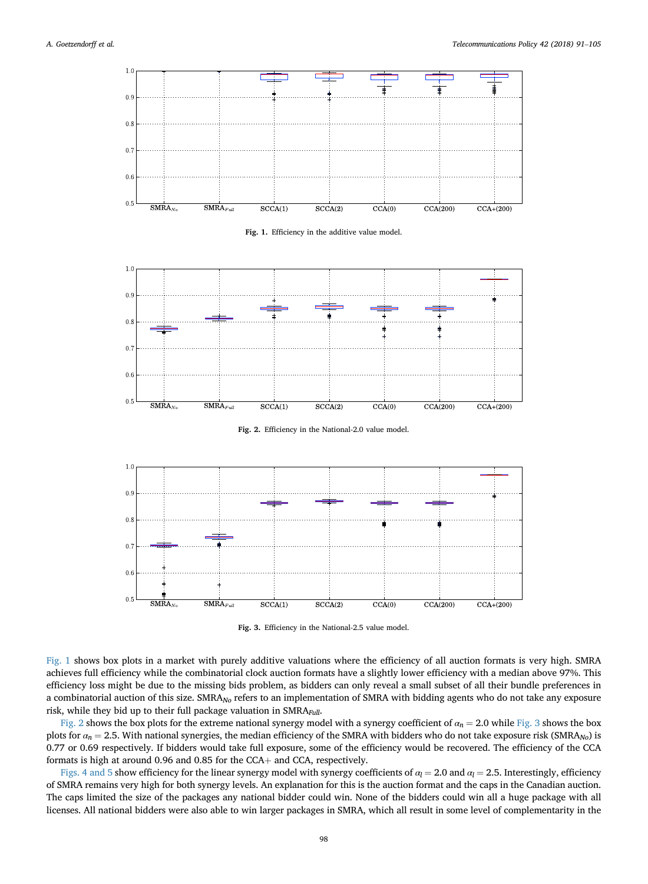Fig. 1. Efficiency in the additive value model.

Fig. 2. Efficiency in the National-2.0 value model.

Fig. 3. Efficiency in the National-2.5 value model.

Fig. 1 shows box plots in a market with purely additive valuations where the efficiency of all auction formats is very high. SMRA achieves full efficiency while the combinatorial clock auction formats have a slightly lower efficiency with a median above 97%. This efficiency loss might be due to the missing bids problem, as bidders can only reveal a small subset of all their bundle preferences in a combinatorial auction of this size. $\text{SMRA}_{No}$ refers to an implementation of SMRA with bidding agents who do not take any exposure risk, while they bid up to their full package valuation in $\text{SMRA}_{Full}$.

Fig. 2 shows the box plots for the extreme national synergy model with a synergy coefficient of $\alpha_n = 2.0$ while Fig. 3 shows the box plots for $\alpha_n = 2.5$. With national synergies, the median efficiency of the SMRA with bidders who do not take exposure risk ($\text{SMRA}_{No}$) is 0.77 or 0.69 respectively. If bidders would take full exposure, some of the efficiency would be recovered. The efficiency of the CCA formats is high at around 0.96 and 0.85 for the CCA+ and CCA, respectively.

Figs. 4 and 5 show efficiency for the linear synergy model with synergy coefficients of $\alpha_l = 2.0$ and $\alpha_l = 2.5$. Interestingly, efficiency of SMRA remains very high for both synergy levels. An explanation for this is the auction format and the caps in the Canadian auction. The caps limited the size of the packages any national bidder could win. None of the bidders could win all a huge package with all licenses. All national bidders were also able to win larger packages in SMRA, which all result in some level of complementarity in the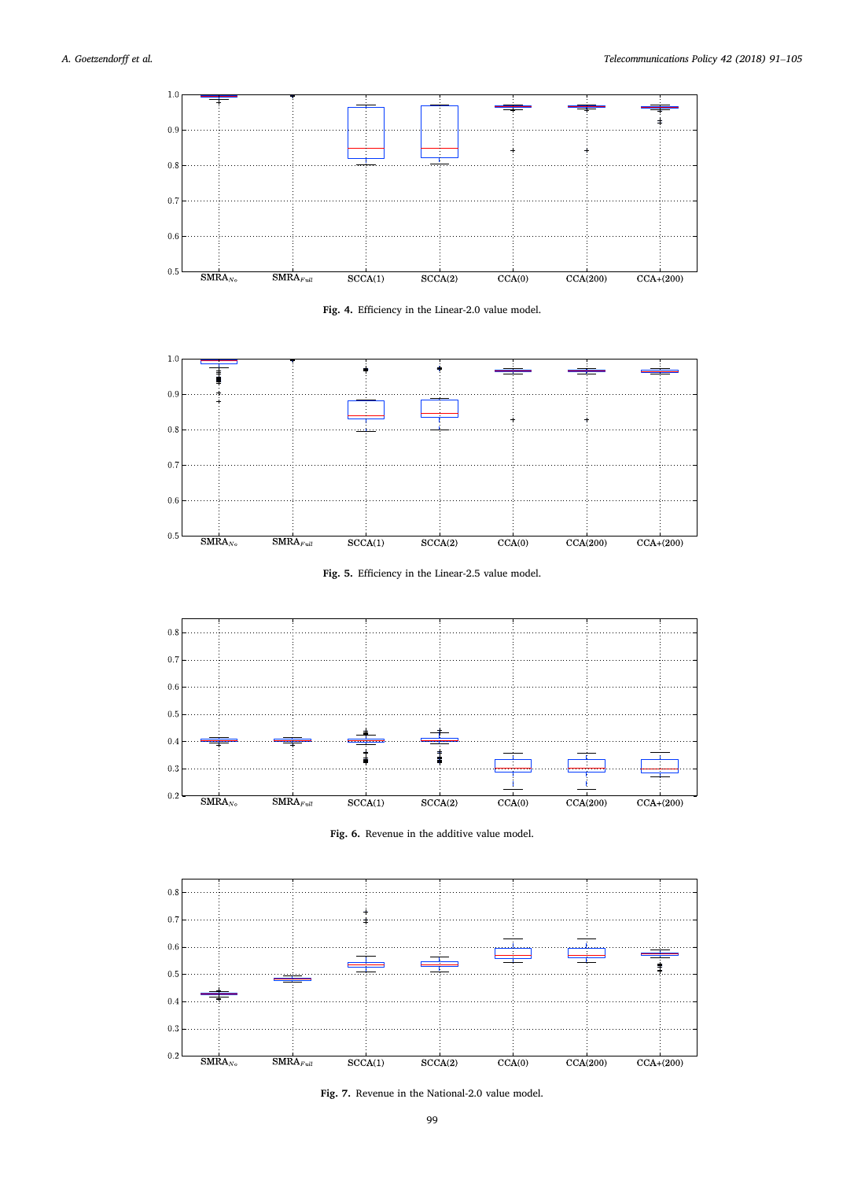Fig. 4. Efficiency in the Linear-2.0 value model.

Fig. 5. Efficiency in the Linear-2.5 value model.

Fig. 6. Revenue in the additive value model.

Fig. 7. Revenue in the National-2.0 value model.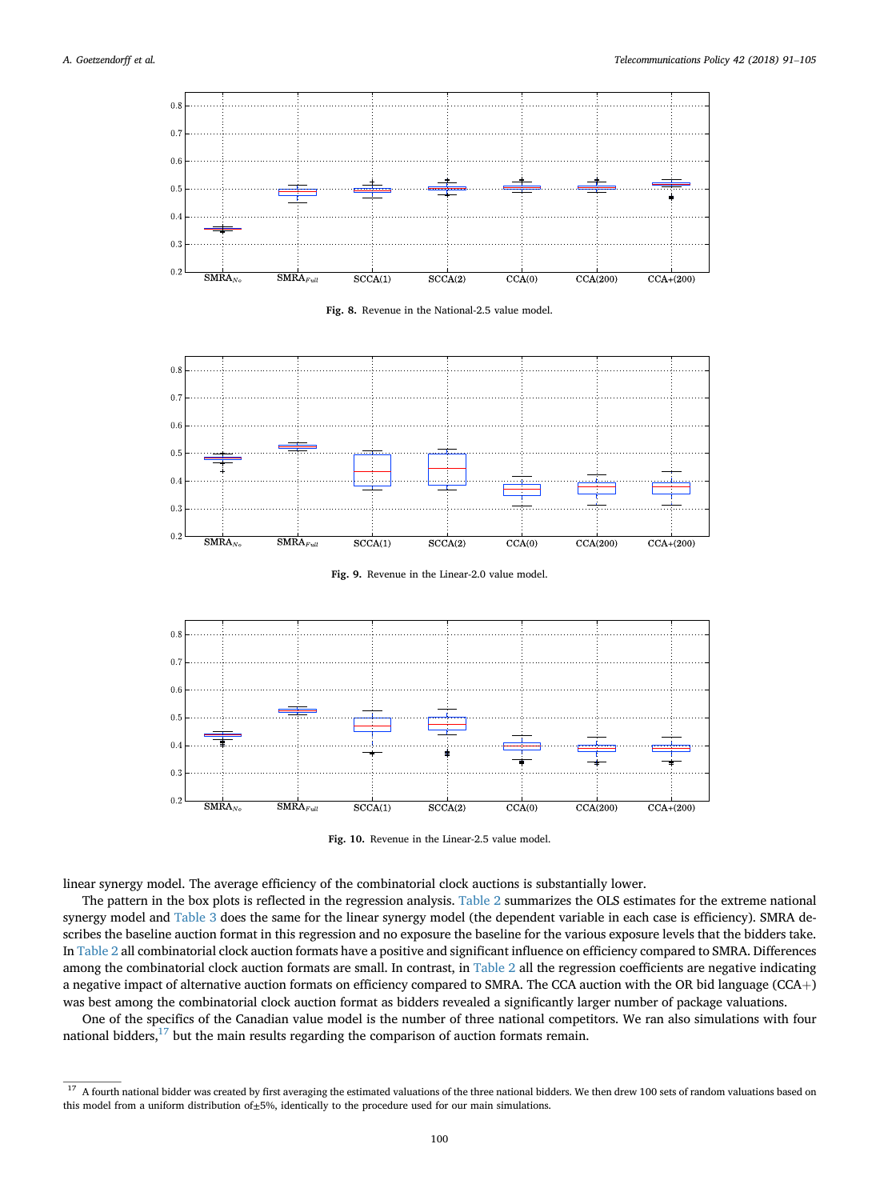**Fig. 8.** Revenue in the National-2.5 value model.

**Fig. 9.** Revenue in the Linear-2.0 value model.

**Fig. 10.** Revenue in the Linear-2.5 value model.

linear synergy model. The average efficiency of the combinatorial clock auctions is substantially lower.

The pattern in the box plots is reflected in the regression analysis. Table 2 summarizes the OLS estimates for the extreme national synergy model and Table 3 does the same for the linear synergy model (the dependent variable in each case is efficiency). SMRA describes the baseline auction format in this regression and no exposure the baseline for the various exposure levels that the bidders take. In Table 2 all combinatorial clock auction formats have a positive and significant influence on efficiency compared to SMRA. Differences among the combinatorial clock auction formats are small. In contrast, in Table 2 all the regression coefficients are negative indicating a negative impact of alternative auction formats on efficiency compared to SMRA. The CCA auction with the OR bid language (CCA+) was best among the combinatorial clock auction format as bidders revealed a significantly larger number of package valuations.

One of the specifics of the Canadian value model is the number of three national competitors. We ran also simulations with four national bidders,[17] but the main results regarding the comparison of auction formats remain.

---

[17] A fourth national bidder was created by first averaging the estimated valuations of the three national bidders. We then drew 100 sets of random valuations based on this model from a uniform distribution of±5%, identically to the procedure used for our main simulations.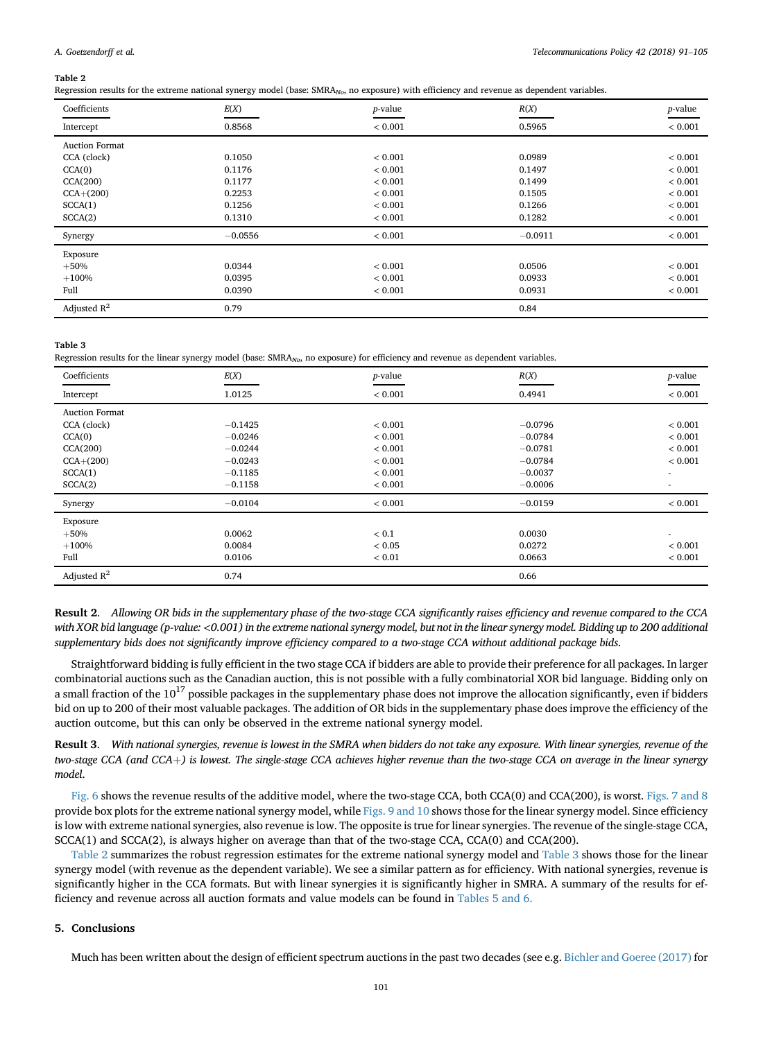**Table 2**
Regression results for the extreme national synergy model (base: $SMRA_{No}$, no exposure) with efficiency and revenue as dependent variables.

| Coefficients | $E(X)$ | $p$-value | $R(X)$ | $p$-value |
|---|---|---|---|---|
| Intercept | 0.8568 | < 0.001 | 0.5965 | < 0.001 |
| Auction Format | | | | |
| CCA (clock) | 0.1050 | < 0.001 | 0.0989 | < 0.001 |
| CCA(0) | 0.1176 | < 0.001 | 0.1497 | < 0.001 |
| CCA(200) | 0.1177 | < 0.001 | 0.1499 | < 0.001 |
| CCA+(200) | 0.2253 | < 0.001 | 0.1505 | < 0.001 |
| SCCA(1) | 0.1256 | < 0.001 | 0.1266 | < 0.001 |
| SCCA(2) | 0.1310 | < 0.001 | 0.1282 | < 0.001 |
| Synergy | −0.0556 | < 0.001 | −0.0911 | < 0.001 |
| Exposure | | | | |
| +50% | 0.0344 | < 0.001 | 0.0506 | < 0.001 |
| +100% | 0.0395 | < 0.001 | 0.0933 | < 0.001 |
| Full | 0.0390 | < 0.001 | 0.0931 | < 0.001 |
| Adjusted $R^2$ | 0.79 | | 0.84 | |

**Table 3**
Regression results for the linear synergy model (base: $SMRA_{No}$, no exposure) for efficiency and revenue as dependent variables.

| Coefficients | $E(X)$ | $p$-value | $R(X)$ | $p$-value |
|---|---|---|---|---|
| Intercept | 1.0125 | < 0.001 | 0.4941 | < 0.001 |
| Auction Format | | | | |
| CCA (clock) | −0.1425 | < 0.001 | −0.0796 | < 0.001 |
| CCA(0) | −0.0246 | < 0.001 | −0.0784 | < 0.001 |
| CCA(200) | −0.0244 | < 0.001 | −0.0781 | < 0.001 |
| CCA+(200) | −0.0243 | < 0.001 | −0.0784 | < 0.001 |
| SCCA(1) | −0.1185 | < 0.001 | −0.0037 | - |
| SCCA(2) | −0.1158 | < 0.001 | −0.0006 | - |
| Synergy | −0.0104 | < 0.001 | −0.0159 | < 0.001 |
| Exposure | | | | |
| +50% | 0.0062 | < 0.1 | 0.0030 | - |
| +100% | 0.0084 | < 0.05 | 0.0272 | < 0.001 |
| Full | 0.0106 | < 0.01 | 0.0663 | < 0.001 |
| Adjusted $R^2$ | 0.74 | | 0.66 | |

**Result 2**. *Allowing OR bids in the supplementary phase of the two-stage CCA significantly raises efficiency and revenue compared to the CCA with XOR bid language (p-value: <0.001) in the extreme national synergy model, but not in the linear synergy model. Bidding up to 200 additional supplementary bids does not significantly improve efficiency compared to a two-stage CCA without additional package bids.*

Straightforward bidding is fully efficient in the two stage CCA if bidders are able to provide their preference for all packages. In larger combinatorial auctions such as the Canadian auction, this is not possible with a fully combinatorial XOR bid language. Bidding only on a small fraction of the $10^{17}$ possible packages in the supplementary phase does not improve the allocation significantly, even if bidders bid on up to 200 of their most valuable packages. The addition of OR bids in the supplementary phase does improve the efficiency of the auction outcome, but this can only be observed in the extreme national synergy model.

**Result 3**. *With national synergies, revenue is lowest in the SMRA when bidders do not take any exposure. With linear synergies, revenue of the two-stage CCA (and CCA+) is lowest. The single-stage CCA achieves higher revenue than the two-stage CCA on average in the linear synergy model.*

Fig. 6 shows the revenue results of the additive model, where the two-stage CCA, both CCA(0) and CCA(200), is worst. Figs. 7 and 8 provide box plots for the extreme national synergy model, while Figs. 9 and 10 shows those for the linear synergy model. Since efficiency is low with extreme national synergies, also revenue is low. The opposite is true for linear synergies. The revenue of the single-stage CCA, SCCA(1) and SCCA(2), is always higher on average than that of the two-stage CCA, CCA(0) and CCA(200).

Table 2 summarizes the robust regression estimates for the extreme national synergy model and Table 3 shows those for the linear synergy model (with revenue as the dependent variable). We see a similar pattern as for efficiency. With national synergies, revenue is significantly higher in the CCA formats. But with linear synergies it is significantly higher in SMRA. A summary of the results for efficiency and revenue across all auction formats and value models can be found in Tables 5 and 6.

## 5. Conclusions

Much has been written about the design of efficient spectrum auctions in the past two decades (see e.g. Bichler and Goeree (2017) for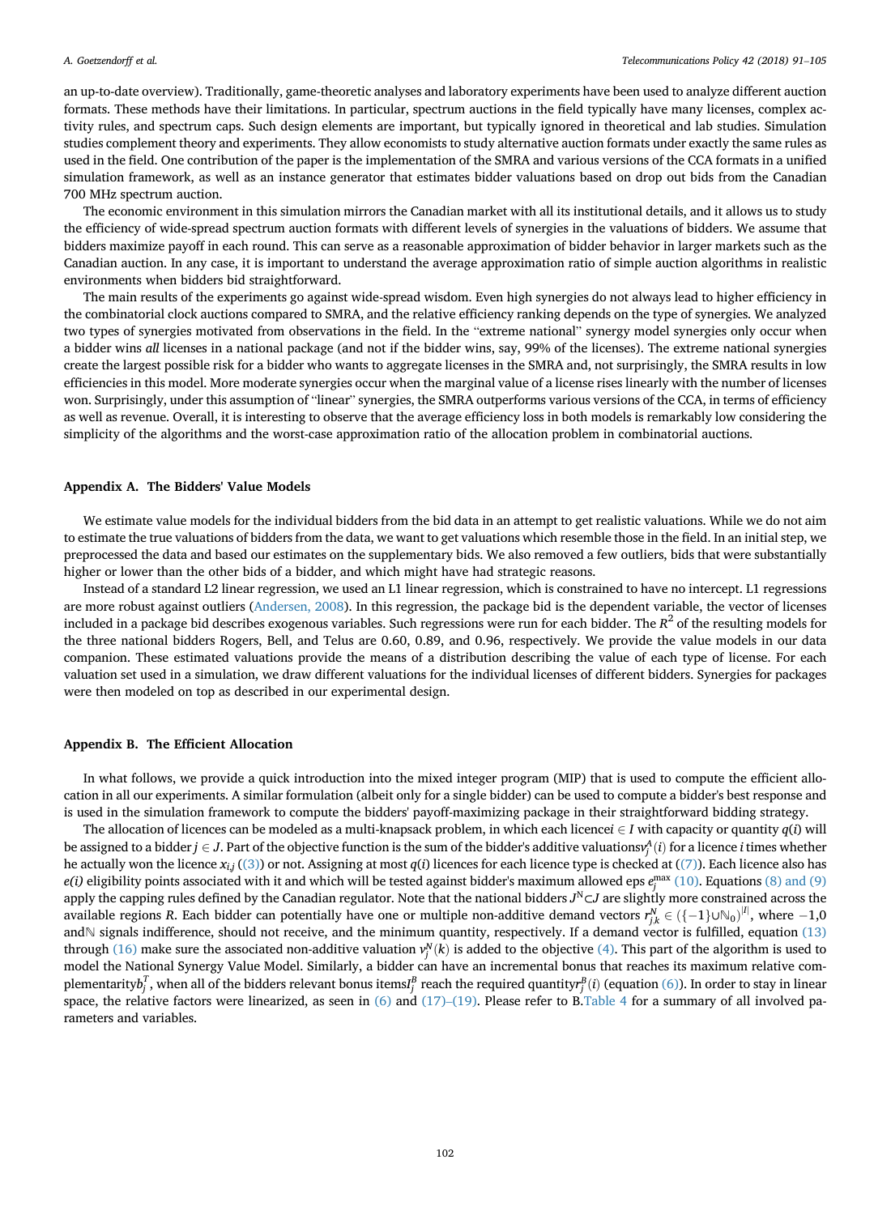an up-to-date overview). Traditionally, game-theoretic analyses and laboratory experiments have been used to analyze different auction formats. These methods have their limitations. In particular, spectrum auctions in the field typically have many licenses, complex activity rules, and spectrum caps. Such design elements are important, but typically ignored in theoretical and lab studies. Simulation studies complement theory and experiments. They allow economists to study alternative auction formats under exactly the same rules as used in the field. One contribution of the paper is the implementation of the SMRA and various versions of the CCA formats in a unified simulation framework, as well as an instance generator that estimates bidder valuations based on drop out bids from the Canadian 700 MHz spectrum auction.

The economic environment in this simulation mirrors the Canadian market with all its institutional details, and it allows us to study the efficiency of wide-spread spectrum auction formats with different levels of synergies in the valuations of bidders. We assume that bidders maximize payoff in each round. This can serve as a reasonable approximation of bidder behavior in larger markets such as the Canadian auction. In any case, it is important to understand the average approximation ratio of simple auction algorithms in realistic environments when bidders bid straightforward.

The main results of the experiments go against wide-spread wisdom. Even high synergies do not always lead to higher efficiency in the combinatorial clock auctions compared to SMRA, and the relative efficiency ranking depends on the type of synergies. We analyzed two types of synergies motivated from observations in the field. In the "extreme national" synergy model synergies only occur when a bidder wins *all* licenses in a national package (and not if the bidder wins, say, 99% of the licenses). The extreme national synergies create the largest possible risk for a bidder who wants to aggregate licenses in the SMRA and, not surprisingly, the SMRA results in low efficiencies in this model. More moderate synergies occur when the marginal value of a license rises linearly with the number of licenses won. Surprisingly, under this assumption of "linear" synergies, the SMRA outperforms various versions of the CCA, in terms of efficiency as well as revenue. Overall, it is interesting to observe that the average efficiency loss in both models is remarkably low considering the simplicity of the algorithms and the worst-case approximation ratio of the allocation problem in combinatorial auctions.

## Appendix A. The Bidders' Value Models

We estimate value models for the individual bidders from the bid data in an attempt to get realistic valuations. While we do not aim to estimate the true valuations of bidders from the data, we want to get valuations which resemble those in the field. In an initial step, we preprocessed the data and based our estimates on the supplementary bids. We also removed a few outliers, bids that were substantially higher or lower than the other bids of a bidder, and which might have had strategic reasons.

Instead of a standard L2 linear regression, we used an L1 linear regression, which is constrained to have no intercept. L1 regressions are more robust against outliers (Andersen, 2008). In this regression, the package bid is the dependent variable, the vector of licenses included in a package bid describes exogenous variables. Such regressions were run for each bidder. The $R^2$ of the resulting models for the three national bidders Rogers, Bell, and Telus are 0.60, 0.89, and 0.96, respectively. We provide the value models in our data companion. These estimated valuations provide the means of a distribution describing the value of each type of license. For each valuation set used in a simulation, we draw different valuations for the individual licenses of different bidders. Synergies for packages were then modeled on top as described in our experimental design.

## Appendix B. The Efficient Allocation

In what follows, we provide a quick introduction into the mixed integer program (MIP) that is used to compute the efficient allocation in all our experiments. A similar formulation (albeit only for a single bidder) can be used to compute a bidder's best response and is used in the simulation framework to compute the bidders' payoff-maximizing package in their straightforward bidding strategy.

The allocation of licences can be modeled as a multi-knapsack problem, in which each licence $i \in I$ with capacity or quantity $q(i)$ will be assigned to a bidder $j \in J$. Part of the objective function is the sum of the bidder's additive valuations $v_j^A(i)$ for a licence $i$ times whether he actually won the licence $x_{i,j}$ ((3)) or not. Assigning at most $q(i)$ licences for each licence type is checked at ((7)). Each licence also has $e(i)$ eligibility points associated with it and which will be tested against bidder's maximum allowed eps $e_j^{max}$ (10). Equations (8) and (9) apply the capping rules defined by the Canadian regulator. Note that the national bidders $J^N \subset J$ are slightly more constrained across the available regions $R$. Each bidder can potentially have one or multiple non-additive demand vectors $r_{j,k}^N \in (\{-1\} \cup \mathbb{N}_0)^{|I|}$, where $-1$, $0$ and $\mathbb{N}$ signals indifference, should not receive, and the minimum quantity, respectively. If a demand vector is fulfilled, equation (13) through (16) make sure the associated non-additive valuation $v_j^N(k)$ is added to the objective (4). This part of the algorithm is used to model the National Synergy Value Model. Similarly, a bidder can have an incremental bonus that reaches its maximum relative complementarity $b_j^T$, when all of the bidders relevant bonus items $I_j^B$ reach the required quantity $r_j^B(i)$ (equation (6)). In order to stay in linear space, the relative factors were linearized, as seen in (6) and (17)–(19). Please refer to B.Table 4 for a summary of all involved parameters and variables.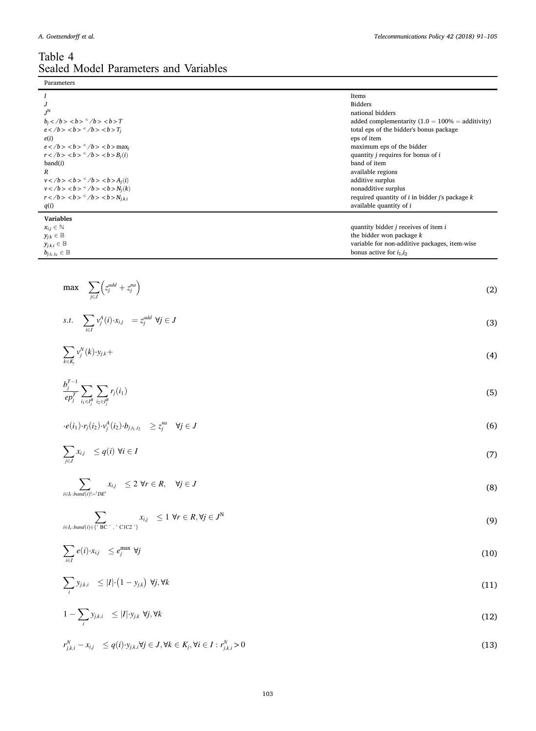Table 4
Sealed Model Parameters and Variables

| Parameters | |
|---|---|
| $I$ | Items |
| $J$ | Bidders |
| $J^N$ | national bidders |
| $b_j</b><b>^</b><b>T$ | added complementarity ($1.0 = 100\% =$ additivity) |
| $e</b><b>^</b><b>T_j$ | total eps of the bidder's bonus package |
| $e(i)$ | eps of item |
| $e</b><b>^</b><b>\max_j$ | maximum eps of the bidder |
| $r</b><b>^</b><b>B_j(i)$ | quantity $j$ requires for bonus of $i$ |
| band$(i)$ | band of item |
| $R$ | available regions |
| $v</b><b>^</b><b>A_j(i)$ | additive surplus |
| $v</b><b>^</b><b>N_j(k)$ | nonadditive surplus |
| $r</b><b>^</b><b>N_{j,k,i}$ | required quantity of $i$ in bidder $j$'s package $k$ |
| $q(i)$ | available quantity of $i$ |
| **Variables** | |
| $x_{i,j} \in \mathbb{N}$ | quantity bidder $j$ receives of item $i$ |
| $y_{j,k} \in \mathbb{B}$ | the bidder won package $k$ |
| $y_{j,k,i} \in \mathbb{B}$ | variable for non-additive packages, item-wise |
| $b_{j,i_1,i_2} \in \mathbb{B}$ | bonus active for $i_1$,$i_2$ |

$$\max \quad \sum_{j \in J} \left( z_j^{add} + z_j^{na} \right) \tag{2}$$

$$s.t. \quad \sum_{i \in I} v_j^A(i) \cdot x_{i,j} \quad = z_j^{add} \ \forall j \in J \tag{3}$$

$$\sum_{k \in K_j} v_j^N(k) \cdot y_{j,k} + \tag{4}$$

$$\frac{b_j^{T-1}}{ep_j^T} \sum_{i_1 \in I_j^B} \sum_{i_2 \in I_j^B} r_j(i_1) \tag{5}$$

$$\cdot e(i_1) \cdot r_j(i_2) \cdot v_j^A(i_2) \cdot b_{j,i_1,i_2} \quad \geq z_j^{na} \quad \forall j \in J \tag{6}$$

$$\sum_{j \in J} x_{i,j} \quad \leq q(i) \ \forall i \in I \tag{7}$$

$$\sum_{i \in I_r : band(i) != 'DE'} x_{i,j} \quad \leq 2 \ \forall r \in R, \quad \forall j \in J \tag{8}$$

$$\sum_{i \in I_r : band(i) \in \{ ' \text{ BC } ' , ' \text{ C1C2 } ' \}} x_{i,j} \quad \leq 1 \ \forall r \in R, \forall j \in J^N \tag{9}$$

$$\sum_{i \in I} e(i) \cdot x_{i,j} \quad \leq e_j^{\max} \ \forall j \tag{10}$$

$$\sum_i y_{j,k,i} \quad \leq |I| \cdot \left(1 - y_{j,k}\right) \ \forall j, \forall k \tag{11}$$

$$1 - \sum_i y_{j,k,i} \quad \leq |I| \cdot y_{j,k} \ \forall j, \forall k \tag{12}$$

$$r_{j,k,i}^N - x_{i,j} \quad \leq q(i) \cdot y_{j,k,i} \forall j \in J, \forall k \in K_j, \forall i \in I : r_{j,k,i}^N > 0 \tag{13}$$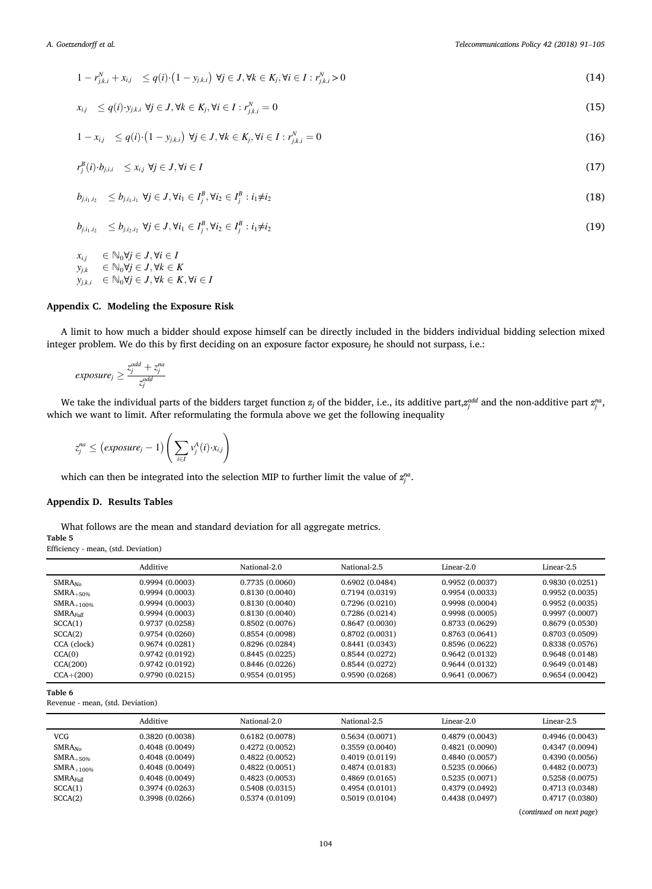$$1 - r^N_{j,k,i} + x_{i,j} \quad \leq q(i)\cdot\left(1 - y_{j,k,i}\right)\ \forall j \in J, \forall k \in K_j, \forall i \in I : r^N_{j,k,i} > 0 \tag{14}$$

$$x_{i,j} \quad \leq q(i)\cdot y_{j,k,i}\ \forall j \in J, \forall k \in K_j, \forall i \in I : r^N_{j,k,i} = 0 \tag{15}$$

$$1 - x_{i,j} \quad \leq q(i)\cdot\left(1 - y_{j,k,i}\right)\ \forall j \in J, \forall k \in K_j, \forall i \in I : r^N_{j,k,i} = 0 \tag{16}$$

$$r^B_j(i)\cdot b_{j,i,i} \quad \leq x_{i,j}\ \forall j \in J, \forall i \in I \tag{17}$$

$$b_{j,i_1,i_2} \quad \leq b_{j,i_1,i_1}\ \forall j \in J, \forall i_1 \in I^B_j, \forall i_2 \in I^B_j : i_1 \neq i_2 \tag{18}$$

$$b_{j,i_1,i_2} \quad \leq b_{j,i_2,i_2}\ \forall j \in J, \forall i_1 \in I^B_j, \forall i_2 \in I^B_j : i_1 \neq i_2 \tag{19}$$

$$\begin{aligned} x_{i,j} &\in \mathbb{N}_0 \forall j \in J, \forall i \in I \\ y_{j,k} &\in \mathbb{N}_0 \forall j \in J, \forall k \in K \\ y_{j,k,i} &\in \mathbb{N}_0 \forall j \in J, \forall k \in K, \forall i \in I \end{aligned}$$

## Appendix C. Modeling the Exposure Risk

A limit to how much a bidder should expose himself can be directly included in the bidders individual bidding selection mixed integer problem. We do this by first deciding on an exposure factor $exposure_j$ he should not surpass, i.e.:

$$exposure_j \geq \frac{z^{add}_j + z^{na}_j}{z^{add}_j}$$

We take the individual parts of the bidders target function $z_j$ of the bidder, i.e., its additive part,$z^{add}_j$ and the non-additive part $z^{na}_j$, which we want to limit. After reformulating the formula above we get the following inequality

$$z^{na}_j \leq \left(exposure_j - 1\right)\left(\sum_{i \in I} v^A_j(i)\cdot x_{i,j}\right)$$

which can then be integrated into the selection MIP to further limit the value of $z^{na}_j$.

## Appendix D. Results Tables

What follows are the mean and standard deviation for all aggregate metrics.

**Table 5**
Efficiency - mean, (std. Deviation)

| | Additive | National-2.0 | National-2.5 | Linear-2.0 | Linear-2.5 |
|---|---|---|---|---|---|
| $SMRA_{No}$ | 0.9994 (0.0003) | 0.7735 (0.0060) | 0.6902 (0.0484) | 0.9952 (0.0037) | 0.9830 (0.0251) |
| $SMRA_{+50\%}$ | 0.9994 (0.0003) | 0.8130 (0.0040) | 0.7194 (0.0319) | 0.9954 (0.0033) | 0.9952 (0.0035) |
| $SMRA_{+100\%}$ | 0.9994 (0.0003) | 0.8130 (0.0040) | 0.7296 (0.0210) | 0.9998 (0.0004) | 0.9952 (0.0035) |
| $SMRA_{Full}$ | 0.9994 (0.0003) | 0.8130 (0.0040) | 0.7286 (0.0214) | 0.9998 (0.0005) | 0.9997 (0.0007) |
| SCCA(1) | 0.9737 (0.0258) | 0.8502 (0.0076) | 0.8647 (0.0030) | 0.8733 (0.0629) | 0.8679 (0.0530) |
| SCCA(2) | 0.9754 (0.0260) | 0.8554 (0.0098) | 0.8702 (0.0031) | 0.8763 (0.0641) | 0.8703 (0.0509) |
| CCA (clock) | 0.9674 (0.0281) | 0.8296 (0.0284) | 0.8441 (0.0343) | 0.8596 (0.0622) | 0.8338 (0.0576) |
| CCA(0) | 0.9742 (0.0192) | 0.8445 (0.0225) | 0.8544 (0.0272) | 0.9642 (0.0132) | 0.9648 (0.0148) |
| CCA(200) | 0.9742 (0.0192) | 0.8446 (0.0226) | 0.8544 (0.0272) | 0.9644 (0.0132) | 0.9649 (0.0148) |
| CCA+(200) | 0.9790 (0.0215) | 0.9554 (0.0195) | 0.9590 (0.0268) | 0.9641 (0.0067) | 0.9654 (0.0042) |

**Table 6**
Revenue - mean, (std. Deviation)

| | Additive | National-2.0 | National-2.5 | Linear-2.0 | Linear-2.5 |
|---|---|---|---|---|---|
| VCG | 0.3820 (0.0038) | 0.6182 (0.0078) | 0.5634 (0.0071) | 0.4879 (0.0043) | 0.4946 (0.0043) |
| $SMRA_{No}$ | 0.4048 (0.0049) | 0.4272 (0.0052) | 0.3559 (0.0040) | 0.4821 (0.0090) | 0.4347 (0.0094) |
| $SMRA_{+50\%}$ | 0.4048 (0.0049) | 0.4822 (0.0052) | 0.4019 (0.0119) | 0.4840 (0.0057) | 0.4390 (0.0056) |
| $SMRA_{+100\%}$ | 0.4048 (0.0049) | 0.4822 (0.0051) | 0.4874 (0.0183) | 0.5235 (0.0066) | 0.4482 (0.0073) |
| $SMRA_{Full}$ | 0.4048 (0.0049) | 0.4823 (0.0053) | 0.4869 (0.0165) | 0.5235 (0.0071) | 0.5258 (0.0075) |
| SCCA(1) | 0.3974 (0.0263) | 0.5408 (0.0315) | 0.4954 (0.0101) | 0.4379 (0.0492) | 0.4713 (0.0348) |
| SCCA(2) | 0.3998 (0.0266) | 0.5374 (0.0109) | 0.5019 (0.0104) | 0.4438 (0.0497) | 0.4717 (0.0380) |

(*continued on next page*)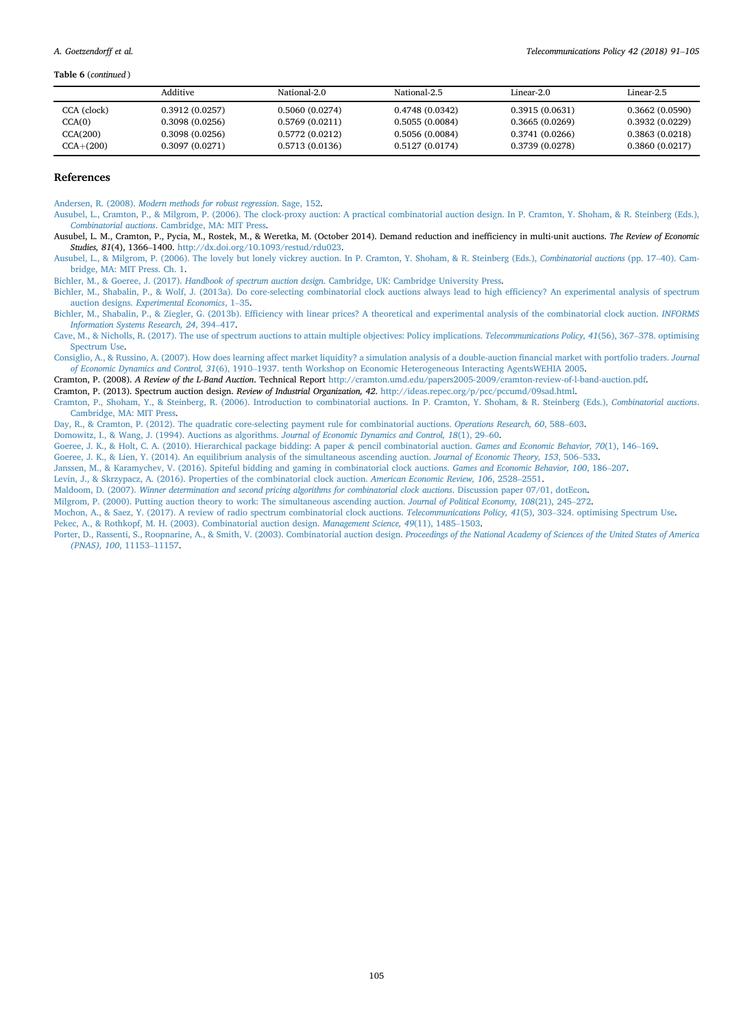**Table 6** (*continued*)

| | Additive | National-2.0 | National-2.5 | Linear-2.0 | Linear-2.5 |
|---|---|---|---|---|---|
| CCA (clock) | 0.3912 (0.0257) | 0.5060 (0.0274) | 0.4748 (0.0342) | 0.3915 (0.0631) | 0.3662 (0.0590) |
| CCA(0) | 0.3098 (0.0256) | 0.5769 (0.0211) | 0.5055 (0.0084) | 0.3665 (0.0269) | 0.3932 (0.0229) |
| CCA(200) | 0.3098 (0.0256) | 0.5772 (0.0212) | 0.5056 (0.0084) | 0.3741 (0.0266) | 0.3863 (0.0218) |
| CCA+(200) | 0.3097 (0.0271) | 0.5713 (0.0136) | 0.5127 (0.0174) | 0.3739 (0.0278) | 0.3860 (0.0217) |

## References

Andersen, R. (2008). *Modern methods for robust regression*. Sage, 152.

Ausubel, L., Cramton, P., & Milgrom, P. (2006). The clock-proxy auction: A practical combinatorial auction design. In P. Cramton, Y. Shoham, & R. Steinberg (Eds.), *Combinatorial auctions*. Cambridge, MA: MIT Press.

Ausubel, L. M., Cramton, P., Pycia, M., Rostek, M., & Weretka, M. (October 2014). Demand reduction and inefficiency in multi-unit auctions. *The Review of Economic Studies, 81*(4), 1366–1400. http://dx.doi.org/10.1093/restud/rdu023.

Ausubel, L., & Milgrom, P. (2006). The lovely but lonely vickrey auction. In P. Cramton, Y. Shoham, & R. Steinberg (Eds.), *Combinatorial auctions* (pp. 17–40). Cambridge, MA: MIT Press. Ch. 1.

Bichler, M., & Goeree, J. (2017). *Handbook of spectrum auction design*. Cambridge, UK: Cambridge University Press.

Bichler, M., Shabalin, P., & Wolf, J. (2013a). Do core-selecting combinatorial clock auctions always lead to high efficiency? An experimental analysis of spectrum auction designs. *Experimental Economics*, 1–35.

Bichler, M., Shabalin, P., & Ziegler, G. (2013b). Efficiency with linear prices? A theoretical and experimental analysis of the combinatorial clock auction. *INFORMS Information Systems Research, 24*, 394–417.

Cave, M., & Nicholls, R. (2017). The use of spectrum auctions to attain multiple objectives: Policy implications. *Telecommunications Policy, 41*(56), 367–378. optimising Spectrum Use.

Consiglio, A., & Russino, A. (2007). How does learning affect market liquidity? a simulation analysis of a double-auction financial market with portfolio traders. *Journal of Economic Dynamics and Control, 31*(6), 1910–1937. tenth Workshop on Economic Heterogeneous Interacting AgentsWEHIA 2005.

Cramton, P. (2008). *A Review of the L-Band Auction*. Technical Report http://cramton.umd.edu/papers2005-2009/cramton-review-of-l-band-auction.pdf.

Cramton, P. (2013). Spectrum auction design. *Review of Industrial Organization, 42*. http://ideas.repec.org/p/pcc/pccumd/09sad.html.

Cramton, P., Shoham, Y., & Steinberg, R. (2006). Introduction to combinatorial auctions. In P. Cramton, Y. Shoham, & R. Steinberg (Eds.), *Combinatorial auctions*. Cambridge, MA: MIT Press.

Day, R., & Cramton, P. (2012). The quadratic core-selecting payment rule for combinatorial auctions. *Operations Research, 60*, 588–603.

Domowitz, I., & Wang, J. (1994). Auctions as algorithms. *Journal of Economic Dynamics and Control, 18*(1), 29–60.

Goeree, J. K., & Holt, C. A. (2010). Hierarchical package bidding: A paper & pencil combinatorial auction. *Games and Economic Behavior, 70*(1), 146–169.

Goeree, J. K., & Lien, Y. (2014). An equilibrium analysis of the simultaneous ascending auction. *Journal of Economic Theory, 153*, 506–533.

Janssen, M., & Karamychev, V. (2016). Spiteful bidding and gaming in combinatorial clock auctions. *Games and Economic Behavior, 100*, 186–207.

Levin, J., & Skrzypacz, A. (2016). Properties of the combinatorial clock auction. *American Economic Review, 106*, 2528–2551.

Maldoom, D. (2007). *Winner determination and second pricing algorithms for combinatorial clock auctions*. Discussion paper 07/01, dotEcon.

Milgrom, P. (2000). Putting auction theory to work: The simultaneous ascending auction. *Journal of Political Economy, 108*(21), 245–272.

Mochon, A., & Saez, Y. (2017). A review of radio spectrum combinatorial clock auctions. *Telecommunications Policy, 41*(5), 303–324. optimising Spectrum Use.

Pekec, A., & Rothkopf, M. H. (2003). Combinatorial auction design. *Management Science, 49*(11), 1485–1503.

Porter, D., Rassenti, S., Roopnarine, A., & Smith, V. (2003). Combinatorial auction design. *Proceedings of the National Academy of Sciences of the United States of America (PNAS), 100*, 11153–11157.